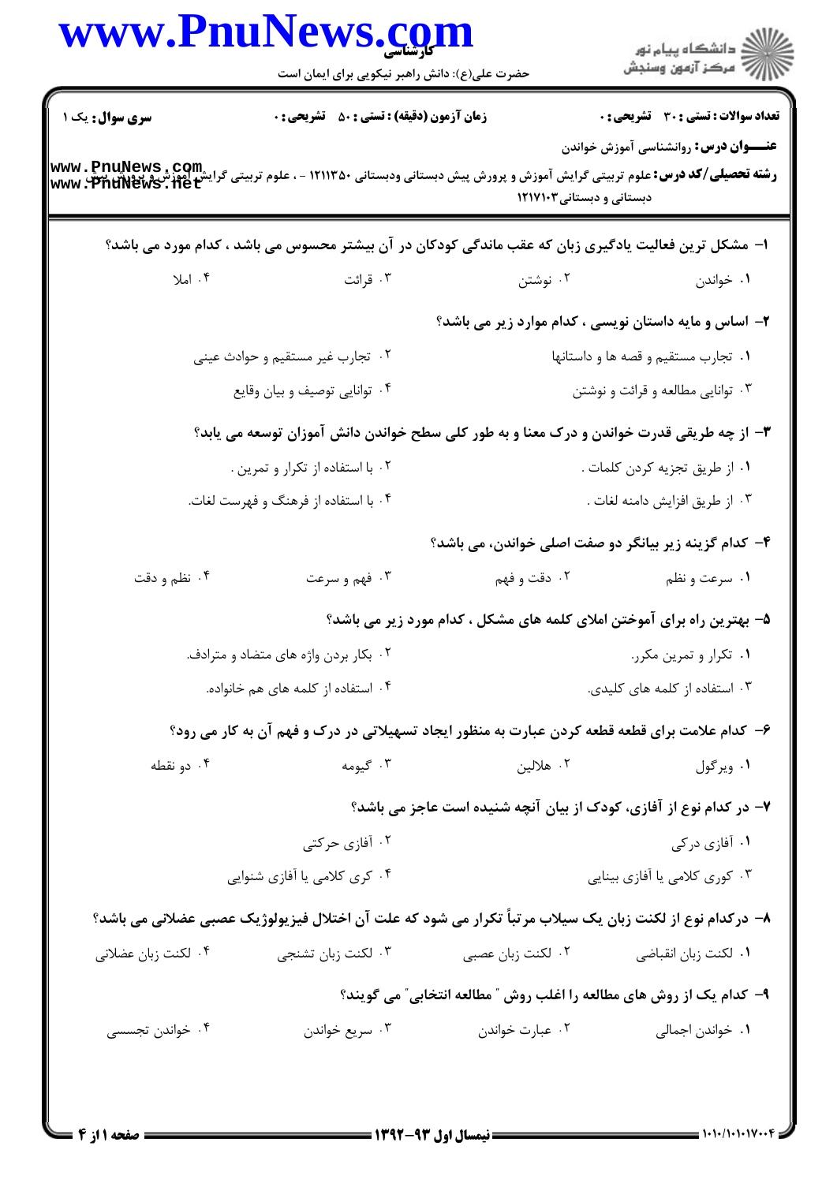**سری سوال:** یک ۱

**زمان آزمون (دقیقه) : تستی : ۵۰ تشریحی : ۰**

**تعداد سوالات : تستی : ۳۰ تشریحی : ۰**

**عنـــوان درس:** روانشناسی آموزش خواندن

**رشته تحصیلی/کد درس:** علوم تربیتی گرایش آموزش و پرورش پیش دبستانی ودبستانی ۱۲۱۱۳۵۰ - ، علوم تربیتی گرایش آموزش و پرورش پیش دبستانی و دبستانی ۱۲۱۷۱۰۳

۱- مشکل ترین فعالیت یادگیری زبان که عقب ماندگی کودکان در آن بیشتر محسوس می باشد ، کدام مورد می باشد؟

۱. خواندن ۲. نوشتن ۳. قرائت ۴. املا

۲- اساس و مایه داستان نویسی ، کدام موارد زیر می باشد؟

۱. تجارب مستقیم و قصه ها و داستانها
۲. تجارب غیر مستقیم و حوادث عینی
۳. توانایی مطالعه و قرائت و نوشتن
۴. توانایی توصیف و بیان وقایع

۳- از چه طریقی قدرت خواندن و درک معنا و به طور کلی سطح خواندن دانش آموزان توسعه می یابد؟

۱. از طریق تجزیه کردن کلمات .
۲. با استفاده از تکرار و تمرین .
۳. از طریق افزایش دامنه لغات .
۴. با استفاده از فرهنگ و فهرست لغات.

۴- کدام گزینه زیر بیانگر دو صفت اصلی خواندن، می باشد؟

۱. سرعت و نظم ۲. دقت و فهم ۳. فهم و سرعت ۴. نظم و دقت

۵- بهترین راه برای آموختن املای کلمه های مشکل ، کدام مورد زیر می باشد؟

۱. تکرار و تمرین مکرر.
۲. بکار بردن واژه های متضاد و مترادف.
۳. استفاده از کلمه های کلیدی.
۴. استفاده از کلمه های هم خانواده.

۶- کدام علامت برای قطعه قطعه کردن عبارت به منظور ایجاد تسهیلاتی در درک و فهم آن به کار می رود؟

۱. ویرگول ۲. هلالین ۳. گیومه ۴. دو نقطه

۷- در کدام نوع از آفازی، کودک از بیان آنچه شنیده است عاجز می باشد؟

۱. آفازی درکی
۲. آفازی حرکتی
۳. کوری کلامی یا آفازی بینایی
۴. کری کلامی یا آفازی شنوایی

۸- درکدام نوع از لکنت زبان یک سیلاب مرتباً تکرار می شود که علت آن اختلال فیزیولوژیک عصبی عضلانی می باشد؟

۱. لکنت زبان انقباضی ۲. لکنت زبان عصبی ۳. لکنت زبان تشنجی ۴. لکنت زبان عضلانی

۹- کدام یک از روش های مطالعه را اغلب روش " مطالعه انتخابی" می گویند؟

۱. خواندن اجمالی ۲. عبارت خواندن ۳. سریع خواندن ۴. خواندن تجسسی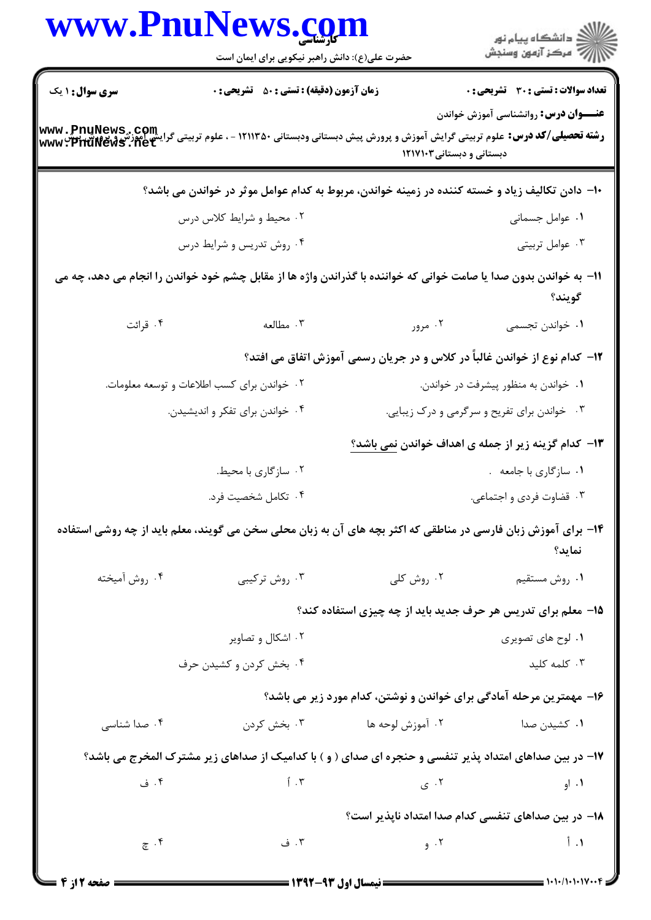**سری سوال:** ۱ یک

**زمان آزمون (دقیقه) : تستی :** ۵۰ **تشریحی :** ۰

**تعداد سوالات : تستی :** ۳۰ **تشریحی :** ۰

**عنـــوان درس:** روانشناسی آموزش خواندن

**رشته تحصیلی/کد درس:** علوم تربیتی گرایش آموزش و پرورش پیش دبستانی ودبستانی ۱۲۱۱۳۵۰ - ، علوم تربیتی گرایش آموزش و پرورش پیش دبستانی و دبستانی ۱۲۱۷۱۰۳

۱۰- دادن تکالیف زیاد و خسته کننده در زمینه خواندن، مربوط به کدام عوامل موثر در خواندن می باشد؟

۱. عوامل جسمانی
۲. محیط و شرایط کلاس درس
۳. عوامل تربیتی
۴. روش تدریس و شرایط درس

۱۱- به خواندن بدون صدا یا صامت خوانی که خواننده با گذراندن واژه ها از مقابل چشم خود خواندن را انجام می دهد، چه می گویند؟

۱. خواندن تجسمی
۲. مرور
۳. مطالعه
۴. قرائت

۱۲- کدام نوع از خواندن غالباً در کلاس و در جریان رسمی آموزش اتفاق می افتد؟

۱. خواندن به منظور پیشرفت در خواندن.
۲. خواندن برای کسب اطلاعات و توسعه معلومات.
۳. خواندن برای تفریح و سرگرمی و درک زیبایی.
۴. خواندن برای تفکر و اندیشیدن.

۱۳- کدام گزینه زیر از جمله ی اهداف خواندن نمی باشد؟

۱. سازگاری با جامعه .
۲. سازگاری با محیط.
۳. قضاوت فردی و اجتماعی.
۴. تکامل شخصیت فرد.

۱۴- برای آموزش زبان فارسی در مناطقی که اکثر بچه های آن به زبان محلی سخن می گویند، معلم باید از چه روشی استفاده نماید؟

۱. روش مستقیم
۲. روش کلی
۳. روش ترکیبی
۴. روش آمیخته

۱۵- معلم برای تدریس هر حرف جدید باید از چه چیزی استفاده کند؟

۱. لوح های تصویری
۲. اشکال و تصاویر
۳. کلمه کلید
۴. بخش کردن و کشیدن حرف

۱۶- مهمترین مرحله آمادگی برای خواندن و نوشتن، کدام مورد زیر می باشد؟

۱. کشیدن صدا
۲. آموزش لوحه ها
۳. بخش کردن
۴. صدا شناسی

۱۷- در بین صداهای امتداد پذیر تنفسی و حنجره ای صدای ( و ) با کدامیک از صداهای زیر مشترک المخرج می باشد؟

۱. او
۲. ی
۳. اَ
۴. ف

۱۸- در بین صداهای تنفسی کدام صدا امتداد ناپذیر است؟

۱. أ
۲. و
۳. ف
۴. چ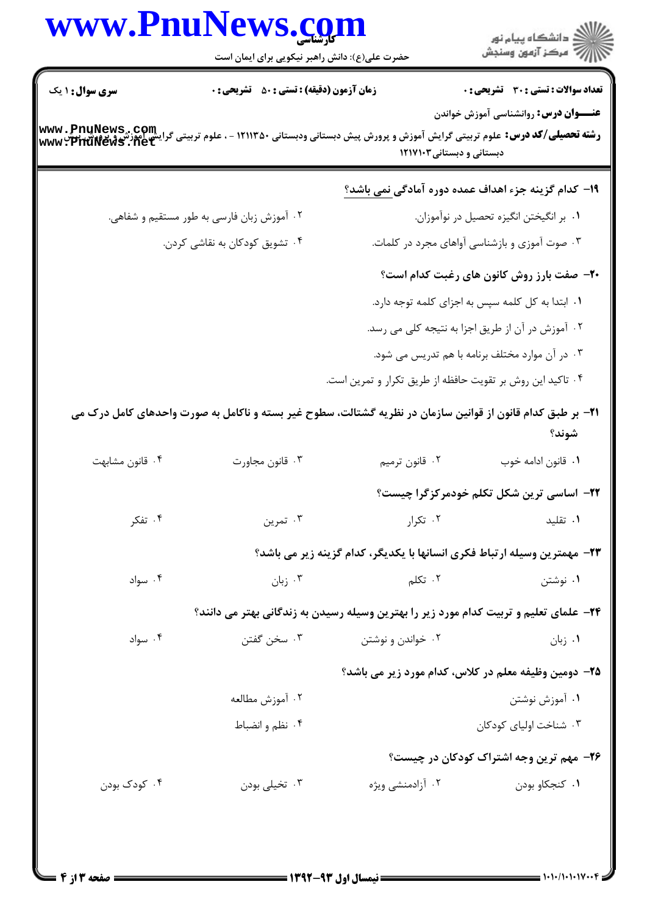**سری سوال:** ۱ یک

**زمان آزمون (دقیقه) : تستی : ۵۰ تشریحی : ۰**

**تعداد سوالات : تستی : ۳۰ تشریحی : ۰**

**عنـــوان درس:** روانشناسی آموزش خواندن

**رشته تحصیلی/کد درس:** علوم تربیتی گرایش آموزش و پرورش پیش دبستانی ودبستانی ۱۲۱۱۳۵۰ - ، علوم تربیتی گرایش آموزش و پرورش پیش دبستانی و دبستانی ۱۲۱۷۱۰۳

۱۹- کدام گزینه جزء اهداف عمده دوره آمادگی نمی باشد؟

۱. بر انگیختن انگیزه تحصیل در نوآموزان.

۲. آموزش زبان فارسی به طور مستقیم و شفاهی.

۳. صوت آموزی و بازشناسی آواهای مجرد در کلمات.

۴. تشویق کودکان به نقاشی کردن.

۲۰- صفت بارز روش کانون های رغبت کدام است؟

۱. ابتدا به کل کلمه سپس به اجزای کلمه توجه دارد.

۲. آموزش در آن از طریق اجزا به نتیجه کلی می رسد.

۳. در آن موارد مختلف برنامه با هم تدریس می شود.

۴. تاکید این روش بر تقویت حافظه از طریق تکرار و تمرین است.

۲۱- بر طبق کدام قانون از قوانین سازمان در نظریه گشتالت، سطوح غیر بسته و ناکامل به صورت واحدهای کامل درک می شوند؟

۱. قانون ادامه خوب

۲. قانون ترمیم

۳. قانون مجاورت

۴. قانون مشابهت

۲۲- اساسی ترین شکل تکلم خودمرکزگرا چیست؟

۱. تقلید

۲. تکرار

۳. تمرین

۴. تفکر

۲۳- مهمترین وسیله ارتباط فکری انسانها با یکدیگر، کدام گزینه زیر می باشد؟

۱. نوشتن

۲. تکلم

۳. زبان

۴. سواد

۲۴- علمای تعلیم و تربیت کدام مورد زیر را بهترین وسیله رسیدن به زندگانی بهتر می دانند؟

۱. زبان

۲. خواندن و نوشتن

۳. سخن گفتن

۴. سواد

۲۵- دومین وظیفه معلم در کلاس، کدام مورد زیر می باشد؟

۱. آموزش نوشتن

۲. آموزش مطالعه

۳. شناخت اولیای کودکان

۴. نظم و انضباط

۲۶- مهم ترین وجه اشتراک کودکان در چیست؟

۱. کنجکاو بودن

۲. آزادمنشی ویژه

۳. تخیلی بودن

۴. کودک بودن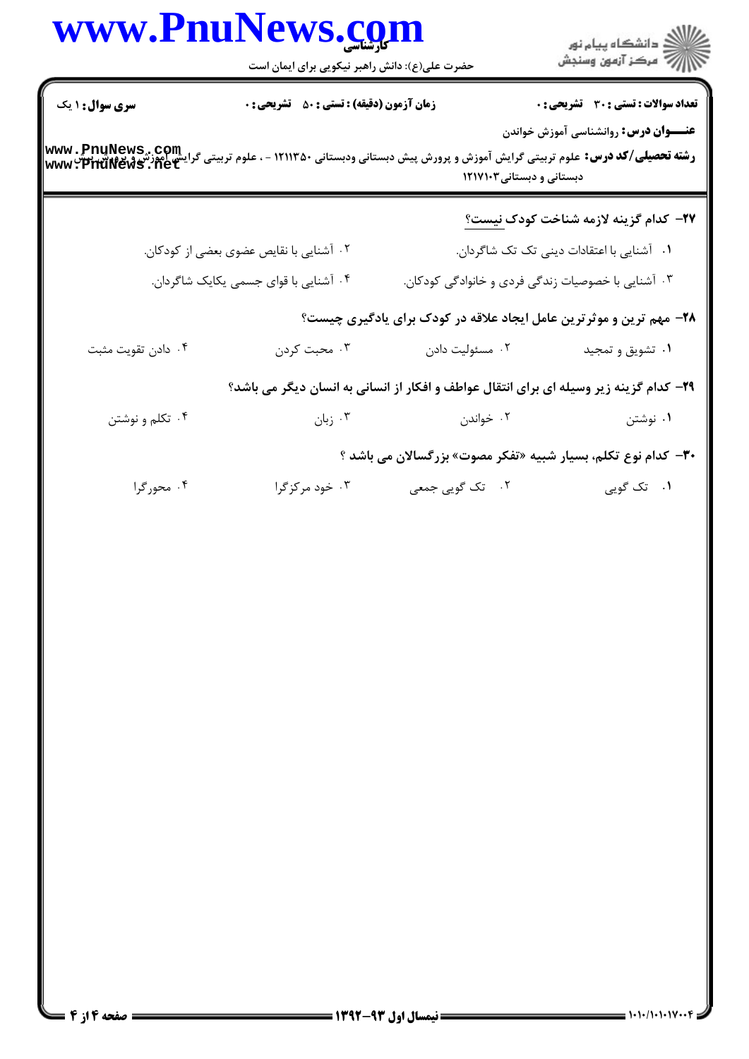**سری سوال:** ۱ یک　　**زمان آزمون (دقیقه) : تستی :** ۵۰ **تشریحی :** ۰　　**تعداد سوالات : تستی :** ۳۰ **تشریحی :** ۰

**عنـــوان درس:** روانشناسی آموزش خواندن

**رشته تحصیلی/کد درس:** علوم تربیتی گرایش آموزش و پرورش پیش دبستانی ودبستانی ۱۲۱۱۳۵۰ - ، علوم تربیتی گرایش آموزش و پرورش پیش دبستانی و دبستانی ۱۲۱۷۱۰۳

۲۷- کدام گزینه لازمه شناخت کودک نیست؟

۱. آشنایی با اعتقادات دینی تک تک شاگردان.

۲. آشنایی با نقایص عضوی بعضی از کودکان.

۳. آشنایی با خصوصیات زندگی فردی و خانوادگی کودکان.

۴. آشنایی با قوای جسمی یکایک شاگردان.

**۲۸- مهم ترین و موثرترین عامل ایجاد علاقه در کودک برای یادگیری چیست؟**

۱. تشویق و تمجید

۲. مسئولیت دادن

۳. محبت کردن

۴. دادن تقویت مثبت

**۲۹- کدام گزینه زیر وسیله ای برای انتقال عواطف و افکار از انسانی به انسان دیگر می باشد؟**

۱. نوشتن

۲. خواندن

۳. زبان

۴. تکلم و نوشتن

**۳۰- کدام نوع تکلم، بسیار شبیه «تفکر مصوت» بزرگسالان می باشد ؟**

۱. تک گویی

۲. تک گویی جمعی

۳. خود مرکزگرا

۴. محورگرا